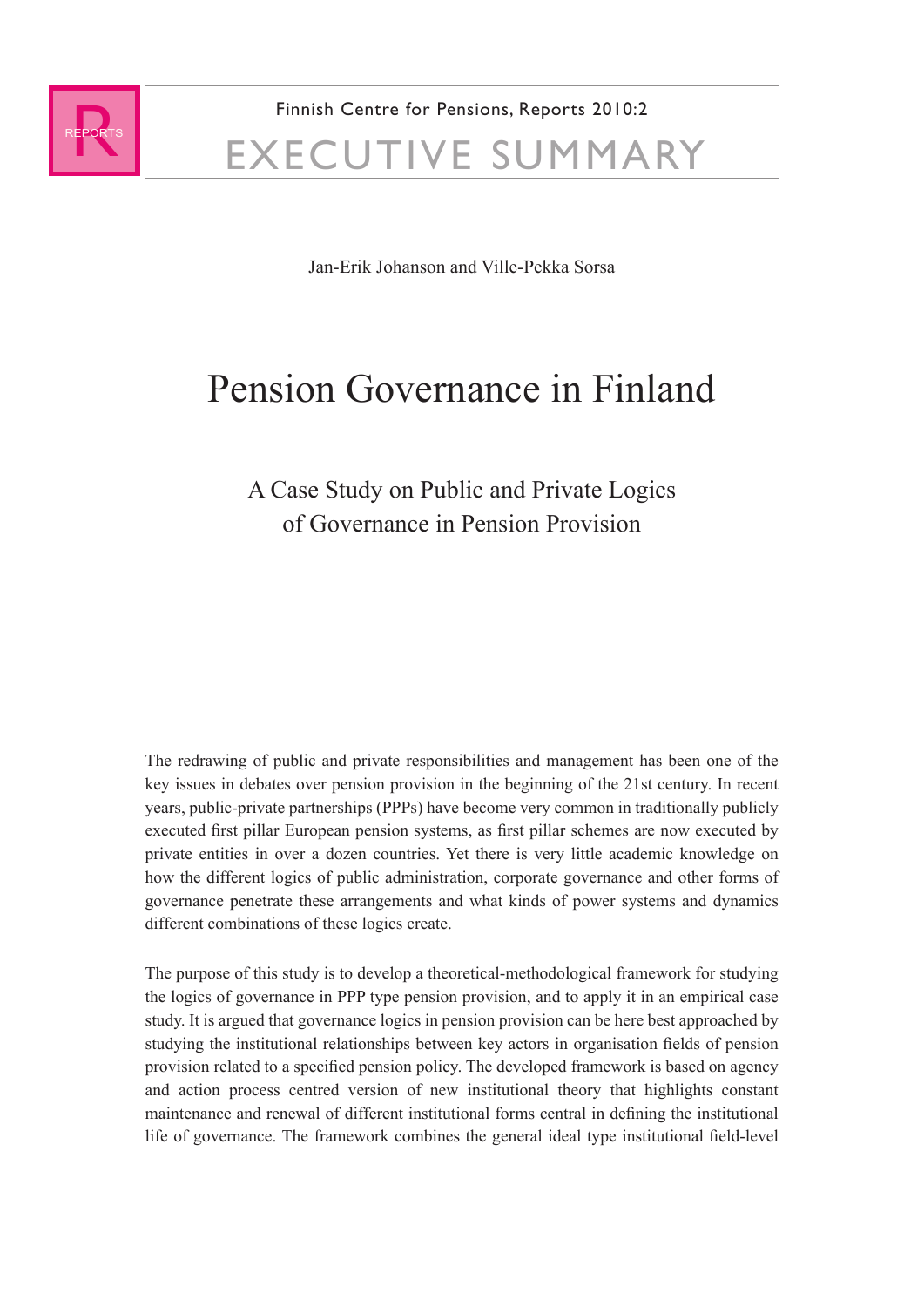Finnish Centre for Pensions, Reports 2010:2

EXECUTIVE SUMMARY

Jan-Erik Johanson and Ville-Pekka Sorsa

# Pension Governance in Finland

## A Case Study on Public and Private Logics of Governance in Pension Provision

The redrawing of public and private responsibilities and management has been one of the key issues in debates over pension provision in the beginning of the 21st century. In recent years, public-private partnerships (PPPs) have become very common in traditionally publicly executed first pillar European pension systems, as first pillar schemes are now executed by private entities in over a dozen countries. Yet there is very little academic knowledge on how the different logics of public administration, corporate governance and other forms of governance penetrate these arrangements and what kinds of power systems and dynamics different combinations of these logics create.

The purpose of this study is to develop a theoretical-methodological framework for studying the logics of governance in PPP type pension provision, and to apply it in an empirical case study. It is argued that governance logics in pension provision can be here best approached by studying the institutional relationships between key actors in organisation fields of pension provision related to a specified pension policy. The developed framework is based on agency and action process centred version of new institutional theory that highlights constant maintenance and renewal of different institutional forms central in defining the institutional life of governance. The framework combines the general ideal type institutional field-level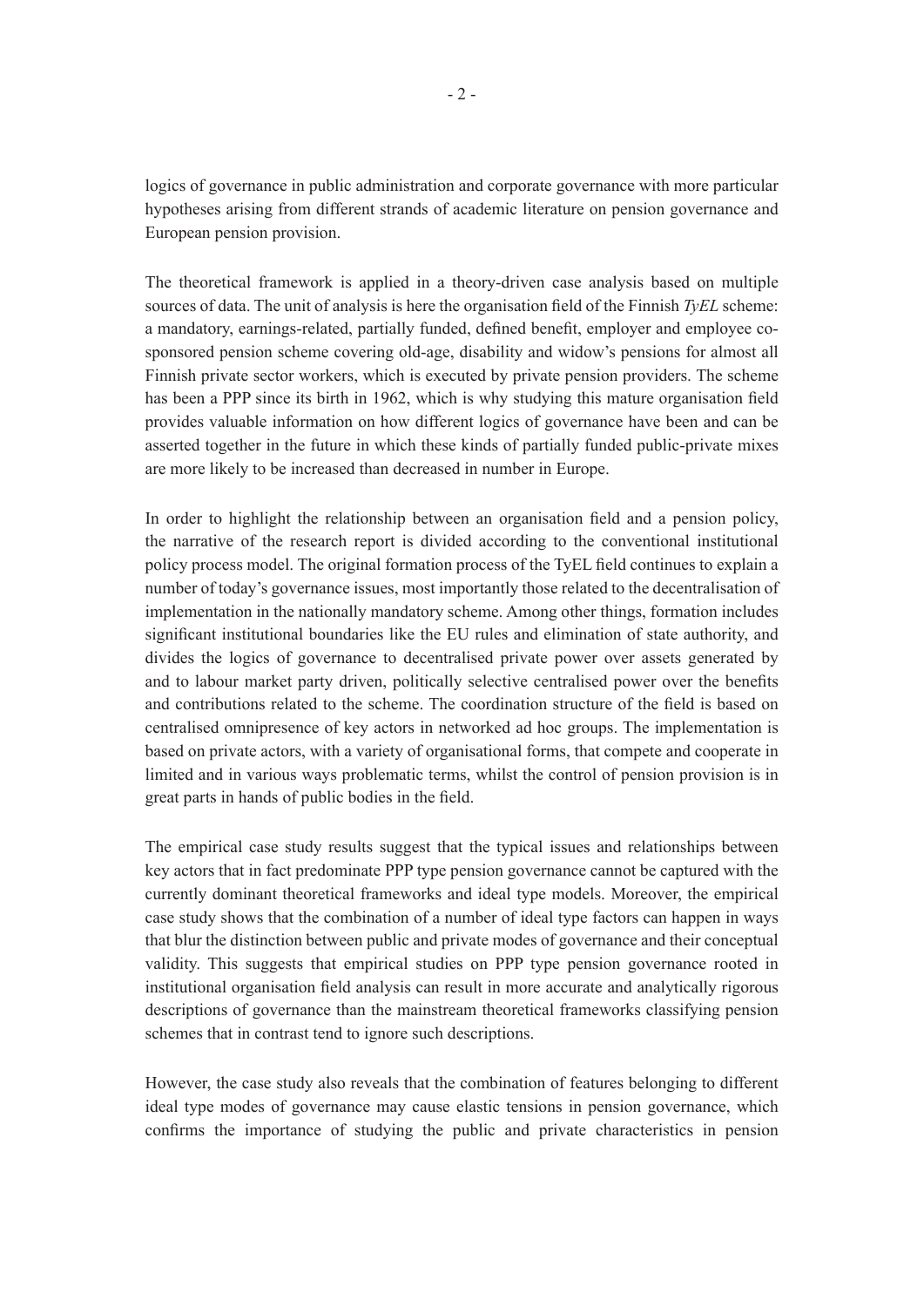logics of governance in public administration and corporate governance with more particular hypotheses arising from different strands of academic literature on pension governance and European pension provision.

The theoretical framework is applied in a theory-driven case analysis based on multiple sources of data. The unit of analysis is here the organisation field of the Finnish *TyEL* scheme: a mandatory, earnings-related, partially funded, defined benefit, employer and employee co-sponsored pension scheme covering old-age, disability and widow's pensions for almost all Finnish private sector workers, which is executed by private pension providers. The scheme has been a PPP since its birth in 1962, which is why studying this mature organisation field provides valuable information on how different logics of governance have been and can be asserted together in the future in which these kinds of partially funded public-private mixes are more likely to be increased than decreased in number in Europe.

In order to highlight the relationship between an organisation field and a pension policy, the narrative of the research report is divided according to the conventional institutional policy process model. The original formation process of the TyEL field continues to explain a number of today's governance issues, most importantly those related to the decentralisation of implementation in the nationally mandatory scheme. Among other things, formation includes significant institutional boundaries like the EU rules and elimination of state authority, and divides the logics of governance to decentralised private power over assets generated by and to labour market party driven, politically selective centralised power over the benefits and contributions related to the scheme. The coordination structure of the field is based on centralised omnipresence of key actors in networked ad hoc groups. The implementation is based on private actors, with a variety of organisational forms, that compete and cooperate in limited and in various ways problematic terms, whilst the control of pension provision is in great parts in hands of public bodies in the field.

The empirical case study results suggest that the typical issues and relationships between key actors that in fact predominate PPP type pension governance cannot be captured with the currently dominant theoretical frameworks and ideal type models. Moreover, the empirical case study shows that the combination of a number of ideal type factors can happen in ways that blur the distinction between public and private modes of governance and their conceptual validity. This suggests that empirical studies on PPP type pension governance rooted in institutional organisation field analysis can result in more accurate and analytically rigorous descriptions of governance than the mainstream theoretical frameworks classifying pension schemes that in contrast tend to ignore such descriptions.

However, the case study also reveals that the combination of features belonging to different ideal type modes of governance may cause elastic tensions in pension governance, which confirms the importance of studying the public and private characteristics in pension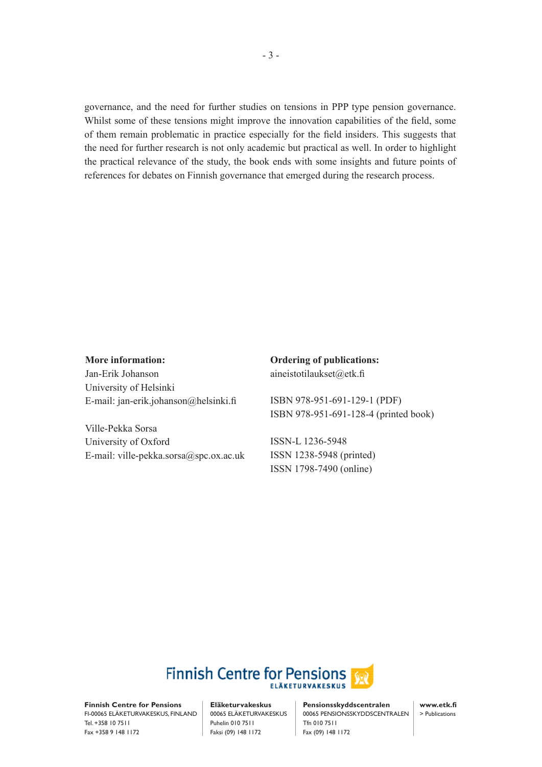governance, and the need for further studies on tensions in PPP type pension governance. Whilst some of these tensions might improve the innovation capabilities of the field, some of them remain problematic in practice especially for the field insiders. This suggests that the need for further research is not only academic but practical as well. In order to highlight the practical relevance of the study, the book ends with some insights and future points of references for debates on Finnish governance that emerged during the research process.

**More information:**
Jan-Erik Johanson
University of Helsinki
E-mail: jan-erik.johanson@helsinki.fi

Ville-Pekka Sorsa
University of Oxford
E-mail: ville-pekka.sorsa@spc.ox.ac.uk

**Ordering of publications:**
aineistotilaukset@etk.fi

ISBN 978-951-691-129-1 (PDF)
ISBN 978-951-691-128-4 (printed book)

ISSN-L 1236-5948
ISSN 1238-5948 (printed)
ISSN 1798-7490 (online)

Finnish Centre for Pensions
ELÄKETURVAKESKUS

**Finnish Centre for Pensions**
FI-00065 ELÄKETURVAKESKUS, FINLAND
Tel. +358 10 7511
Fax +358 9 148 1172

**Eläketurvakeskus**
00065 ELÄKETURVAKESKUS
Puhelin 010 7511
Faksi (09) 148 1172

**Pensionsskyddscentralen**
00065 PENSIONSSKYDDSCENTRALEN
Tfn 010 7511
Fax (09) 148 1172

**www.etk.fi**
> Publications